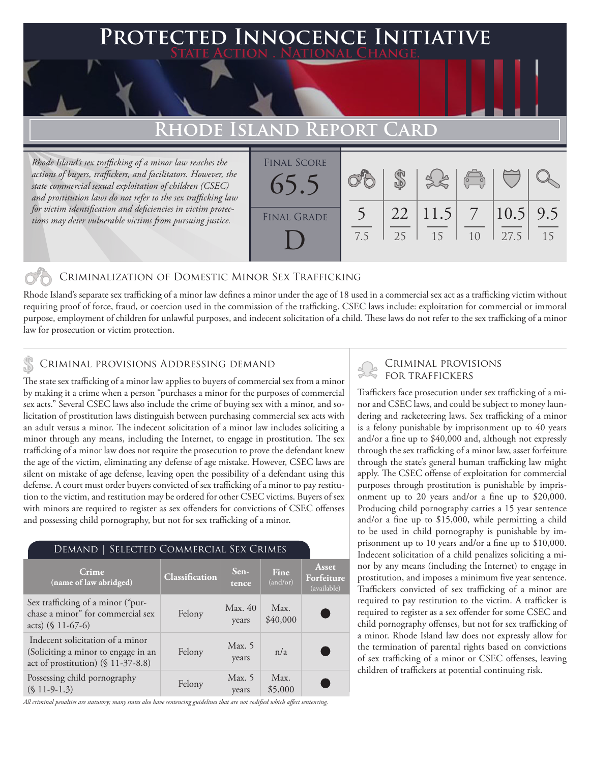# Protected Innocence Initiative

State Action . National Change.

## Rhode Island Report Card

*Rhode Island's sex trafficking of a minor law reaches the actions of buyers, traffickers, and facilitators. However, the state commercial sexual exploitation of children (CSEC) and prostitution laws do not refer to the sex trafficking law for victim identification and deficiencies in victim protections may deter vulnerable victims from pursuing justice.*

**Final Score:** 65.5

**Final Grade:** D

| Criminalization of Domestic Minor Sex Trafficking | Criminal Provisions Addressing Demand | Criminal Provisions for Traffickers | Criminal Provisions for Facilitators | Protective Provisions for the Child Victims | Criminal Justice Tools for Investigation and Prosecutions |
|---|---|---|---|---|---|
| 5 / 7.5 | 22 / 25 | 11.5 / 15 | 7 / 10 | 10.5 / 27.5 | 9.5 / 15 |

### Criminalization of Domestic Minor Sex Trafficking

Rhode Island's separate sex trafficking of a minor law defines a minor under the age of 18 used in a commercial sex act as a trafficking victim without requiring proof of force, fraud, or coercion used in the commission of the trafficking. CSEC laws include: exploitation for commercial or immoral purpose, employment of children for unlawful purposes, and indecent solicitation of a child. These laws do not refer to the sex trafficking of a minor law for prosecution or victim protection.

### Criminal provisions Addressing demand

The state sex trafficking of a minor law applies to buyers of commercial sex from a minor by making it a crime when a person "purchases a minor for the purposes of commercial sex acts." Several CSEC laws also include the crime of buying sex with a minor, and solicitation of prostitution laws distinguish between purchasing commercial sex acts with an adult versus a minor. The indecent solicitation of a minor law includes soliciting a minor through any means, including the Internet, to engage in prostitution. The sex trafficking of a minor law does not require the prosecution to prove the defendant knew the age of the victim, eliminating any defense of age mistake. However, CSEC laws are silent on mistake of age defense, leaving open the possibility of a defendant using this defense. A court must order buyers convicted of sex trafficking of a minor to pay restitution to the victim, and restitution may be ordered for other CSEC victims. Buyers of sex with minors are required to register as sex offenders for convictions of CSEC offenses and possessing child pornography, but not for sex trafficking of a minor.

#### Demand | Selected Commercial Sex Crimes

| Crime (name of law abridged) | Classification | Sentence | Fine (and/or) | Asset Forfeiture (available) |
|---|---|---|---|---|
| Sex trafficking of a minor ("purchase a minor" for commercial sex acts) (§ 11-67-6) | Felony | Max. 40 years | Max. $40,000 | ● |
| Indecent solicitation of a minor (Soliciting a minor to engage in an act of prostitution) (§ 11-37-8.8) | Felony | Max. 5 years | n/a | ● |
| Possessing child pornography (§ 11-9-1.3) | Felony | Max. 5 years | Max. $5,000 | ● |

*All criminal penalties are statutory; many states also have sentencing guidelines that are not codified which affect sentencing.*

### Criminal provisions for traffickers

Traffickers face prosecution under sex trafficking of a minor and CSEC laws, and could be subject to money laundering and racketeering laws. Sex trafficking of a minor is a felony punishable by imprisonment up to 40 years and/or a fine up to $40,000 and, although not expressly through the sex trafficking of a minor law, asset forfeiture through the state's general human trafficking law might apply. The CSEC offense of exploitation for commercial purposes through prostitution is punishable by imprisonment up to 20 years and/or a fine up to $20,000. Producing child pornography carries a 15 year sentence and/or a fine up to $15,000, while permitting a child to be used in child pornography is punishable by imprisonment up to 10 years and/or a fine up to $10,000. Indecent solicitation of a child penalizes soliciting a minor by any means (including the Internet) to engage in prostitution, and imposes a minimum five year sentence. Traffickers convicted of sex trafficking of a minor are required to pay restitution to the victim. A trafficker is required to register as a sex offender for some CSEC and child pornography offenses, but not for sex trafficking of a minor. Rhode Island law does not expressly allow for the termination of parental rights based on convictions of sex trafficking of a minor or CSEC offenses, leaving children of traffickers at potential continuing risk.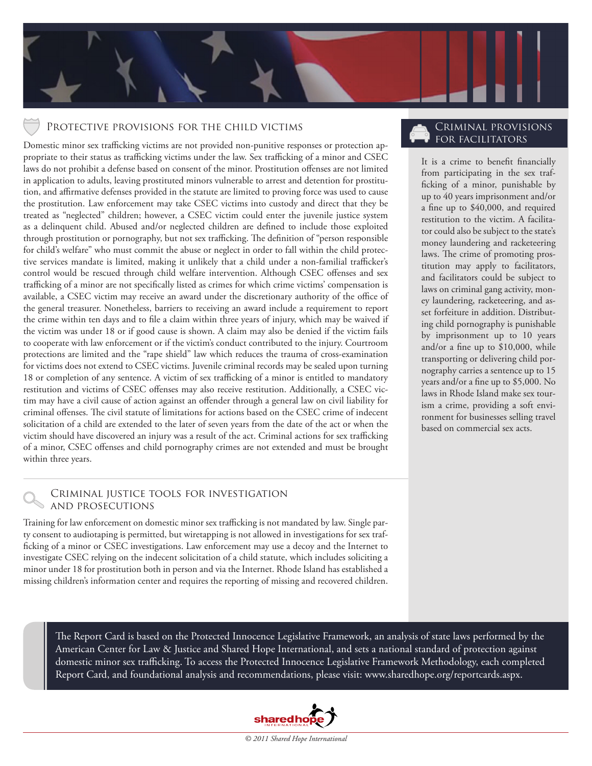## Protective provisions for the child victims

Domestic minor sex trafficking victims are not provided non-punitive responses or protection appropriate to their status as trafficking victims under the law. Sex trafficking of a minor and CSEC laws do not prohibit a defense based on consent of the minor. Prostitution offenses are not limited in application to adults, leaving prostituted minors vulnerable to arrest and detention for prostitution, and affirmative defenses provided in the statute are limited to proving force was used to cause the prostitution. Law enforcement may take CSEC victims into custody and direct that they be treated as "neglected" children; however, a CSEC victim could enter the juvenile justice system as a delinquent child. Abused and/or neglected children are defined to include those exploited through prostitution or pornography, but not sex trafficking. The definition of "person responsible for child's welfare" who must commit the abuse or neglect in order to fall within the child protective services mandate is limited, making it unlikely that a child under a non-familial trafficker's control would be rescued through child welfare intervention. Although CSEC offenses and sex trafficking of a minor are not specifically listed as crimes for which crime victims' compensation is available, a CSEC victim may receive an award under the discretionary authority of the office of the general treasurer. Nonetheless, barriers to receiving an award include a requirement to report the crime within ten days and to file a claim within three years of injury, which may be waived if the victim was under 18 or if good cause is shown. A claim may also be denied if the victim fails to cooperate with law enforcement or if the victim's conduct contributed to the injury. Courtroom protections are limited and the "rape shield" law which reduces the trauma of cross-examination for victims does not extend to CSEC victims. Juvenile criminal records may be sealed upon turning 18 or completion of any sentence. A victim of sex trafficking of a minor is entitled to mandatory restitution and victims of CSEC offenses may also receive restitution. Additionally, a CSEC victim may have a civil cause of action against an offender through a general law on civil liability for criminal offenses. The civil statute of limitations for actions based on the CSEC crime of indecent solicitation of a child are extended to the later of seven years from the date of the act or when the victim should have discovered an injury was a result of the act. Criminal actions for sex trafficking of a minor, CSEC offenses and child pornography crimes are not extended and must be brought within three years.

## Criminal justice tools for investigation and prosecutions

Training for law enforcement on domestic minor sex trafficking is not mandated by law. Single party consent to audiotaping is permitted, but wiretapping is not allowed in investigations for sex trafficking of a minor or CSEC investigations. Law enforcement may use a decoy and the Internet to investigate CSEC relying on the indecent solicitation of a child statute, which includes soliciting a minor under 18 for prostitution both in person and via the Internet. Rhode Island has established a missing children's information center and requires the reporting of missing and recovered children.

## Criminal provisions for facilitators

It is a crime to benefit financially from participating in the sex trafficking of a minor, punishable by up to 40 years imprisonment and/or a fine up to $40,000, and required restitution to the victim. A facilitator could also be subject to the state's money laundering and racketeering laws. The crime of promoting prostitution may apply to facilitators, and facilitators could be subject to laws on criminal gang activity, money laundering, racketeering, and asset forfeiture in addition. Distributing child pornography is punishable by imprisonment up to 10 years and/or a fine up to $10,000, while transporting or delivering child pornography carries a sentence up to 15 years and/or a fine up to $5,000. No laws in Rhode Island make sex tourism a crime, providing a soft environment for businesses selling travel based on commercial sex acts.

The Report Card is based on the Protected Innocence Legislative Framework, an analysis of state laws performed by the American Center for Law & Justice and Shared Hope International, and sets a national standard of protection against domestic minor sex trafficking. To access the Protected Innocence Legislative Framework Methodology, each completed Report Card, and foundational analysis and recommendations, please visit: www.sharedhope.org/reportcards.aspx.

shared hope INTERNATIONAL

*© 2011 Shared Hope International*